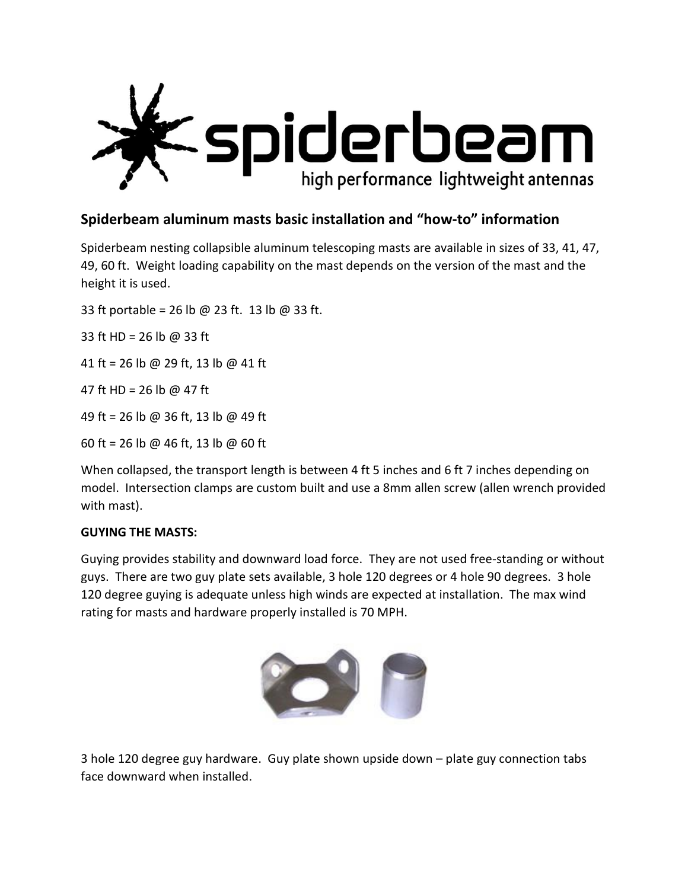# spiderbeam

high performance lightweight antennas

## Spiderbeam aluminum masts basic installation and "how-to" information

Spiderbeam nesting collapsible aluminum telescoping masts are available in sizes of 33, 41, 47, 49, 60 ft. Weight loading capability on the mast depends on the version of the mast and the height it is used.

33 ft portable = 26 lb @ 23 ft. 13 lb @ 33 ft.

33 ft HD = 26 lb @ 33 ft

41 ft = 26 lb @ 29 ft, 13 lb @ 41 ft

47 ft HD = 26 lb @ 47 ft

49 ft = 26 lb @ 36 ft, 13 lb @ 49 ft

60 ft = 26 lb @ 46 ft, 13 lb @ 60 ft

When collapsed, the transport length is between 4 ft 5 inches and 6 ft 7 inches depending on model. Intersection clamps are custom built and use a 8mm allen screw (allen wrench provided with mast).

**GUYING THE MASTS:**

Guying provides stability and downward load force. They are not used free-standing or without guys. There are two guy plate sets available, 3 hole 120 degrees or 4 hole 90 degrees. 3 hole 120 degree guying is adequate unless high winds are expected at installation. The max wind rating for masts and hardware properly installed is 70 MPH.

3 hole 120 degree guy hardware. Guy plate shown upside down – plate guy connection tabs face downward when installed.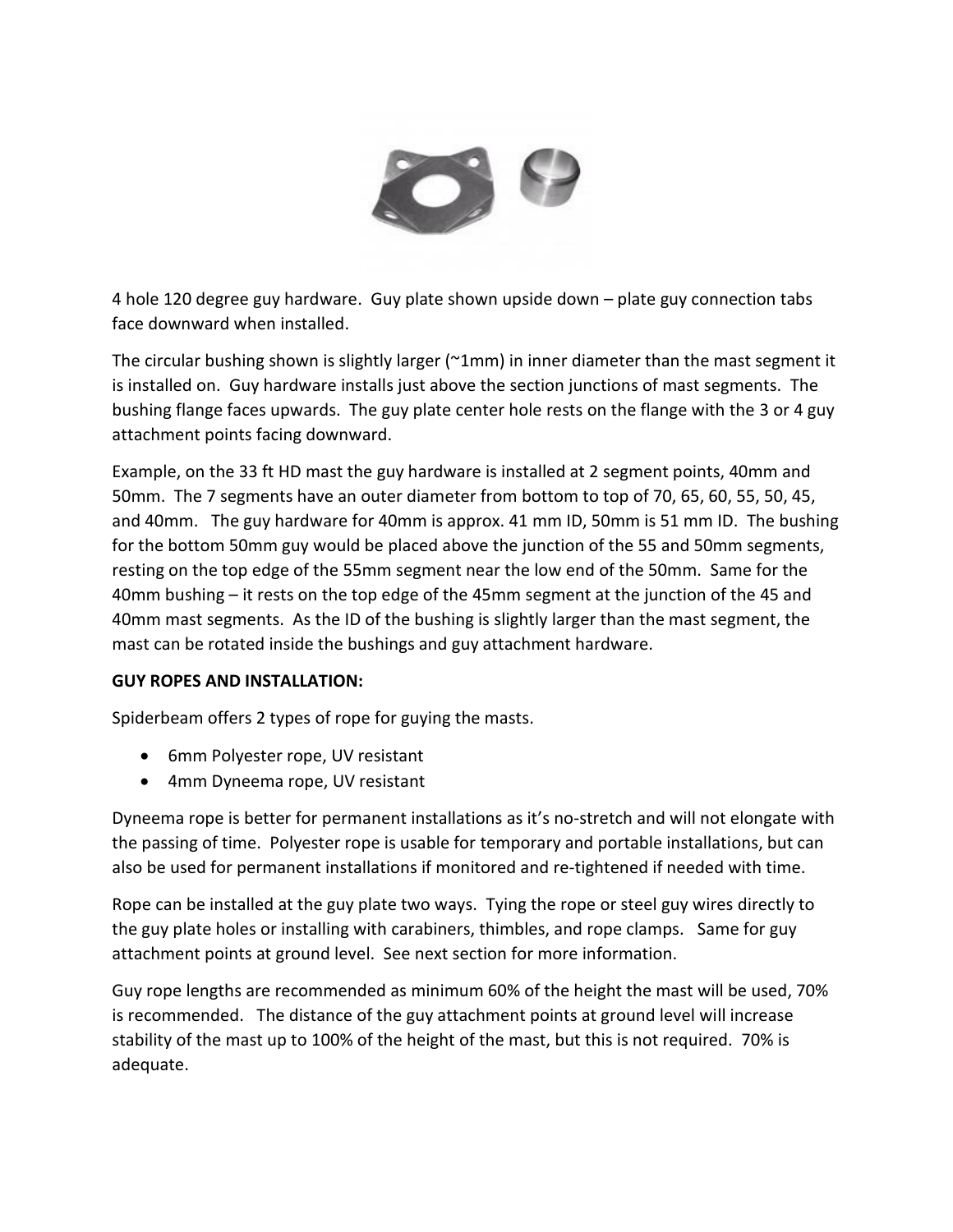4 hole 120 degree guy hardware. Guy plate shown upside down – plate guy connection tabs face downward when installed.

The circular bushing shown is slightly larger (~1mm) in inner diameter than the mast segment it is installed on. Guy hardware installs just above the section junctions of mast segments. The bushing flange faces upwards. The guy plate center hole rests on the flange with the 3 or 4 guy attachment points facing downward.

Example, on the 33 ft HD mast the guy hardware is installed at 2 segment points, 40mm and 50mm. The 7 segments have an outer diameter from bottom to top of 70, 65, 60, 55, 50, 45, and 40mm. The guy hardware for 40mm is approx. 41 mm ID, 50mm is 51 mm ID. The bushing for the bottom 50mm guy would be placed above the junction of the 55 and 50mm segments, resting on the top edge of the 55mm segment near the low end of the 50mm. Same for the 40mm bushing – it rests on the top edge of the 45mm segment at the junction of the 45 and 40mm mast segments. As the ID of the bushing is slightly larger than the mast segment, the mast can be rotated inside the bushings and guy attachment hardware.

**GUY ROPES AND INSTALLATION:**

Spiderbeam offers 2 types of rope for guying the masts.

- 6mm Polyester rope, UV resistant
- 4mm Dyneema rope, UV resistant

Dyneema rope is better for permanent installations as it's no-stretch and will not elongate with the passing of time. Polyester rope is usable for temporary and portable installations, but can also be used for permanent installations if monitored and re-tightened if needed with time.

Rope can be installed at the guy plate two ways. Tying the rope or steel guy wires directly to the guy plate holes or installing with carabiners, thimbles, and rope clamps. Same for guy attachment points at ground level. See next section for more information.

Guy rope lengths are recommended as minimum 60% of the height the mast will be used, 70% is recommended. The distance of the guy attachment points at ground level will increase stability of the mast up to 100% of the height of the mast, but this is not required. 70% is adequate.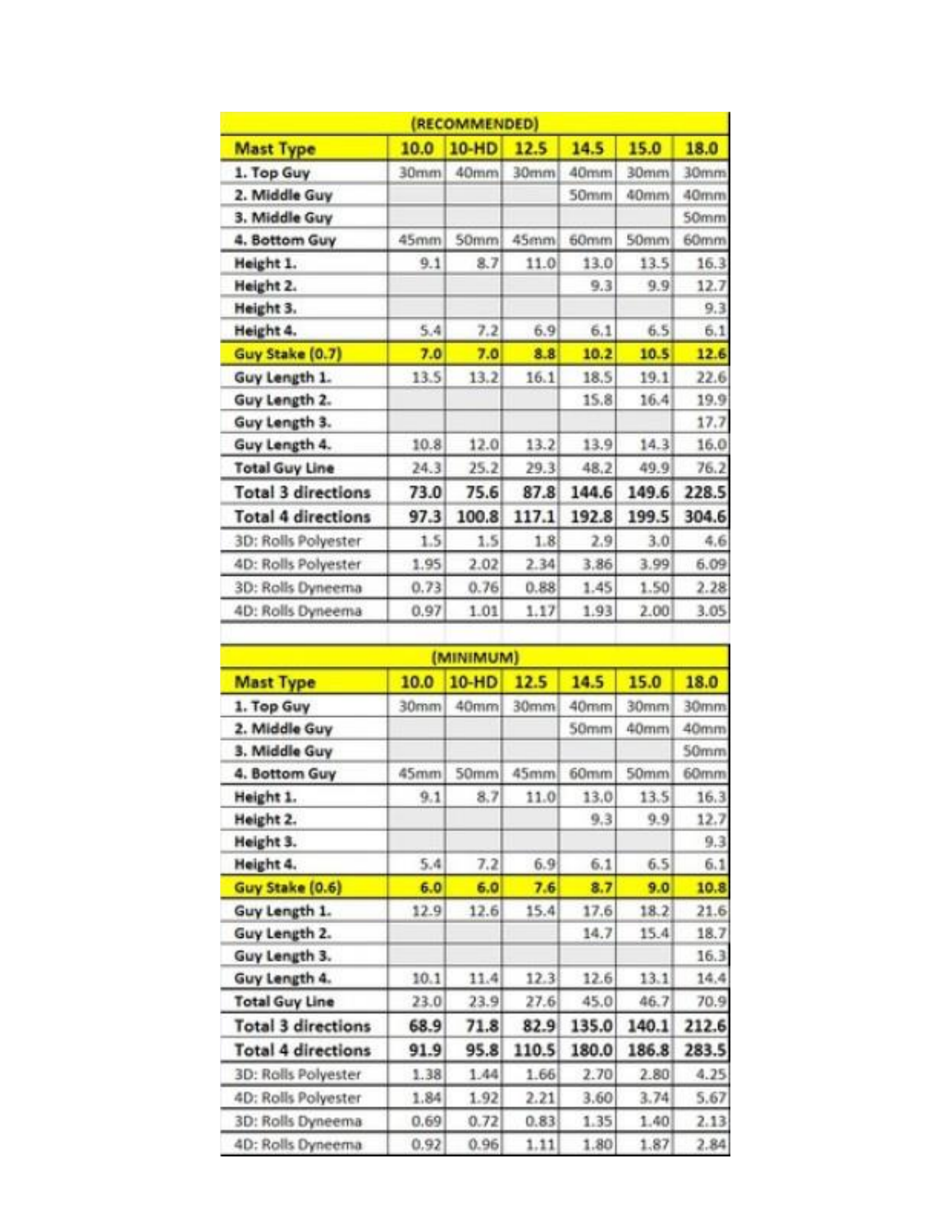| (RECOMMENDED) | | | | | | |
|---|---|---|---|---|---|---|
| **Mast Type** | **10.0** | **10-HD** | **12.5** | **14.5** | **15.0** | **18.0** |
| **1. Top Guy** | 30mm | 40mm | 30mm | 40mm | 30mm | 30mm |
| **2. Middle Guy** | | | | 50mm | 40mm | 40mm |
| **3. Middle Guy** | | | | | | 50mm |
| **4. Bottom Guy** | 45mm | 50mm | 45mm | 60mm | 50mm | 60mm |
| **Height 1.** | 9.1 | 8.7 | 11.0 | 13.0 | 13.5 | 16.3 |
| **Height 2.** | | | | 9.3 | 9.9 | 12.7 |
| **Height 3.** | | | | | | 9.3 |
| **Height 4.** | 5.4 | 7.2 | 6.9 | 6.1 | 6.5 | 6.1 |
| **Guy Stake (0.7)** | **7.0** | **7.0** | **8.8** | **10.2** | **10.5** | **12.6** |
| **Guy Length 1.** | 13.5 | 13.2 | 16.1 | 18.5 | 19.1 | 22.6 |
| **Guy Length 2.** | | | | 15.8 | 16.4 | 19.9 |
| **Guy Length 3.** | | | | | | 17.7 |
| **Guy Length 4.** | 10.8 | 12.0 | 13.2 | 13.9 | 14.3 | 16.0 |
| **Total Guy Line** | 24.3 | 25.2 | 29.3 | 48.2 | 49.9 | 76.2 |
| **Total 3 directions** | **73.0** | **75.6** | **87.8** | **144.6** | **149.6** | **228.5** |
| **Total 4 directions** | **97.3** | **100.8** | **117.1** | **192.8** | **199.5** | **304.6** |
| 3D: Rolls Polyester | 1.5 | 1.5 | 1.8 | 2.9 | 3.0 | 4.6 |
| 4D: Rolls Polyester | 1.95 | 2.02 | 2.34 | 3.86 | 3.99 | 6.09 |
| 3D: Rolls Dyneema | 0.73 | 0.76 | 0.88 | 1.45 | 1.50 | 2.28 |
| 4D: Rolls Dyneema | 0.97 | 1.01 | 1.17 | 1.93 | 2.00 | 3.05 |

| (MINIMUM) | | | | | | |
|---|---|---|---|---|---|---|
| **Mast Type** | **10.0** | **10-HD** | **12.5** | **14.5** | **15.0** | **18.0** |
| **1. Top Guy** | 30mm | 40mm | 30mm | 40mm | 30mm | 30mm |
| **2. Middle Guy** | | | | 50mm | 40mm | 40mm |
| **3. Middle Guy** | | | | | | 50mm |
| **4. Bottom Guy** | 45mm | 50mm | 45mm | 60mm | 50mm | 60mm |
| **Height 1.** | 9.1 | 8.7 | 11.0 | 13.0 | 13.5 | 16.3 |
| **Height 2.** | | | | 9.3 | 9.9 | 12.7 |
| **Height 3.** | | | | | | 9.3 |
| **Height 4.** | 5.4 | 7.2 | 6.9 | 6.1 | 6.5 | 6.1 |
| **Guy Stake (0.6)** | **6.0** | **6.0** | **7.6** | **8.7** | **9.0** | **10.8** |
| **Guy Length 1.** | 12.9 | 12.6 | 15.4 | 17.6 | 18.2 | 21.6 |
| **Guy Length 2.** | | | | 14.7 | 15.4 | 18.7 |
| **Guy Length 3.** | | | | | | 16.3 |
| **Guy Length 4.** | 10.1 | 11.4 | 12.3 | 12.6 | 13.1 | 14.4 |
| **Total Guy Line** | 23.0 | 23.9 | 27.6 | 45.0 | 46.7 | 70.9 |
| **Total 3 directions** | **68.9** | **71.8** | **82.9** | **135.0** | **140.1** | **212.6** |
| **Total 4 directions** | **91.9** | **95.8** | **110.5** | **180.0** | **186.8** | **283.5** |
| 3D: Rolls Polyester | 1.38 | 1.44 | 1.66 | 2.70 | 2.80 | 4.25 |
| 4D: Rolls Polyester | 1.84 | 1.92 | 2.21 | 3.60 | 3.74 | 5.67 |
| 3D: Rolls Dyneema | 0.69 | 0.72 | 0.83 | 1.35 | 1.40 | 2.13 |
| 4D: Rolls Dyneema | 0.92 | 0.96 | 1.11 | 1.80 | 1.87 | 2.84 |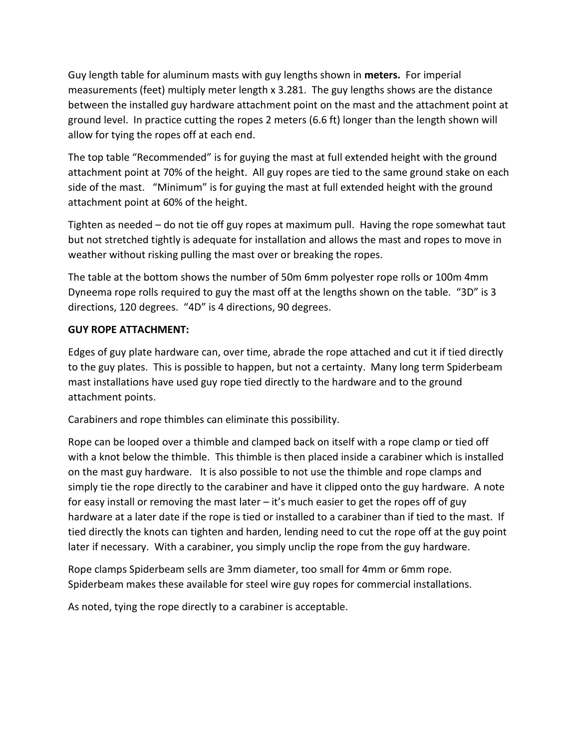Guy length table for aluminum masts with guy lengths shown in **meters.** For imperial measurements (feet) multiply meter length x 3.281. The guy lengths shows are the distance between the installed guy hardware attachment point on the mast and the attachment point at ground level. In practice cutting the ropes 2 meters (6.6 ft) longer than the length shown will allow for tying the ropes off at each end.

The top table "Recommended" is for guying the mast at full extended height with the ground attachment point at 70% of the height. All guy ropes are tied to the same ground stake on each side of the mast. "Minimum" is for guying the mast at full extended height with the ground attachment point at 60% of the height.

Tighten as needed – do not tie off guy ropes at maximum pull. Having the rope somewhat taut but not stretched tightly is adequate for installation and allows the mast and ropes to move in weather without risking pulling the mast over or breaking the ropes.

The table at the bottom shows the number of 50m 6mm polyester rope rolls or 100m 4mm Dyneema rope rolls required to guy the mast off at the lengths shown on the table. "3D" is 3 directions, 120 degrees. "4D" is 4 directions, 90 degrees.

**GUY ROPE ATTACHMENT:**

Edges of guy plate hardware can, over time, abrade the rope attached and cut it if tied directly to the guy plates. This is possible to happen, but not a certainty. Many long term Spiderbeam mast installations have used guy rope tied directly to the hardware and to the ground attachment points.

Carabiners and rope thimbles can eliminate this possibility.

Rope can be looped over a thimble and clamped back on itself with a rope clamp or tied off with a knot below the thimble. This thimble is then placed inside a carabiner which is installed on the mast guy hardware. It is also possible to not use the thimble and rope clamps and simply tie the rope directly to the carabiner and have it clipped onto the guy hardware. A note for easy install or removing the mast later – it's much easier to get the ropes off of guy hardware at a later date if the rope is tied or installed to a carabiner than if tied to the mast. If tied directly the knots can tighten and harden, lending need to cut the rope off at the guy point later if necessary. With a carabiner, you simply unclip the rope from the guy hardware.

Rope clamps Spiderbeam sells are 3mm diameter, too small for 4mm or 6mm rope. Spiderbeam makes these available for steel wire guy ropes for commercial installations.

As noted, tying the rope directly to a carabiner is acceptable.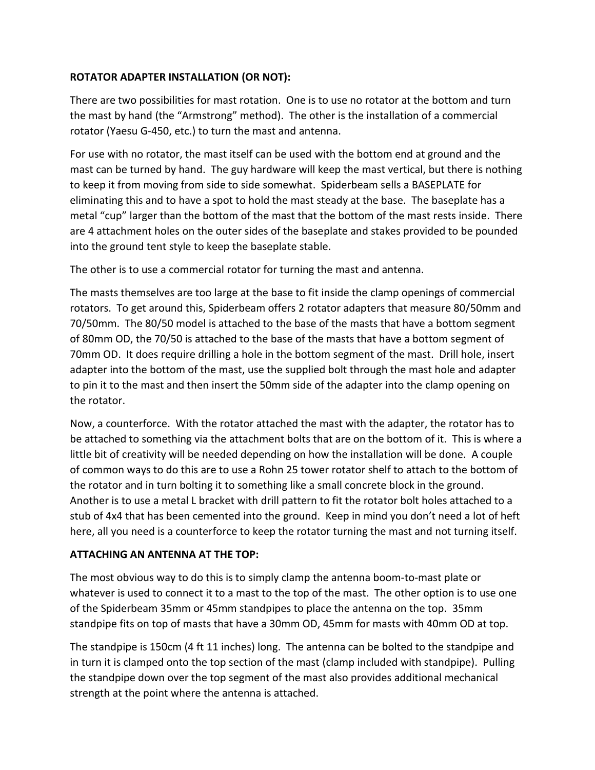**ROTATOR ADAPTER INSTALLATION (OR NOT):**

There are two possibilities for mast rotation. One is to use no rotator at the bottom and turn the mast by hand (the "Armstrong" method). The other is the installation of a commercial rotator (Yaesu G-450, etc.) to turn the mast and antenna.

For use with no rotator, the mast itself can be used with the bottom end at ground and the mast can be turned by hand. The guy hardware will keep the mast vertical, but there is nothing to keep it from moving from side to side somewhat. Spiderbeam sells a BASEPLATE for eliminating this and to have a spot to hold the mast steady at the base. The baseplate has a metal "cup" larger than the bottom of the mast that the bottom of the mast rests inside. There are 4 attachment holes on the outer sides of the baseplate and stakes provided to be pounded into the ground tent style to keep the baseplate stable.

The other is to use a commercial rotator for turning the mast and antenna.

The masts themselves are too large at the base to fit inside the clamp openings of commercial rotators. To get around this, Spiderbeam offers 2 rotator adapters that measure 80/50mm and 70/50mm. The 80/50 model is attached to the base of the masts that have a bottom segment of 80mm OD, the 70/50 is attached to the base of the masts that have a bottom segment of 70mm OD. It does require drilling a hole in the bottom segment of the mast. Drill hole, insert adapter into the bottom of the mast, use the supplied bolt through the mast hole and adapter to pin it to the mast and then insert the 50mm side of the adapter into the clamp opening on the rotator.

Now, a counterforce. With the rotator attached the mast with the adapter, the rotator has to be attached to something via the attachment bolts that are on the bottom of it. This is where a little bit of creativity will be needed depending on how the installation will be done. A couple of common ways to do this are to use a Rohn 25 tower rotator shelf to attach to the bottom of the rotator and in turn bolting it to something like a small concrete block in the ground. Another is to use a metal L bracket with drill pattern to fit the rotator bolt holes attached to a stub of 4x4 that has been cemented into the ground. Keep in mind you don't need a lot of heft here, all you need is a counterforce to keep the rotator turning the mast and not turning itself.

**ATTACHING AN ANTENNA AT THE TOP:**

The most obvious way to do this is to simply clamp the antenna boom-to-mast plate or whatever is used to connect it to a mast to the top of the mast. The other option is to use one of the Spiderbeam 35mm or 45mm standpipes to place the antenna on the top. 35mm standpipe fits on top of masts that have a 30mm OD, 45mm for masts with 40mm OD at top.

The standpipe is 150cm (4 ft 11 inches) long. The antenna can be bolted to the standpipe and in turn it is clamped onto the top section of the mast (clamp included with standpipe). Pulling the standpipe down over the top segment of the mast also provides additional mechanical strength at the point where the antenna is attached.